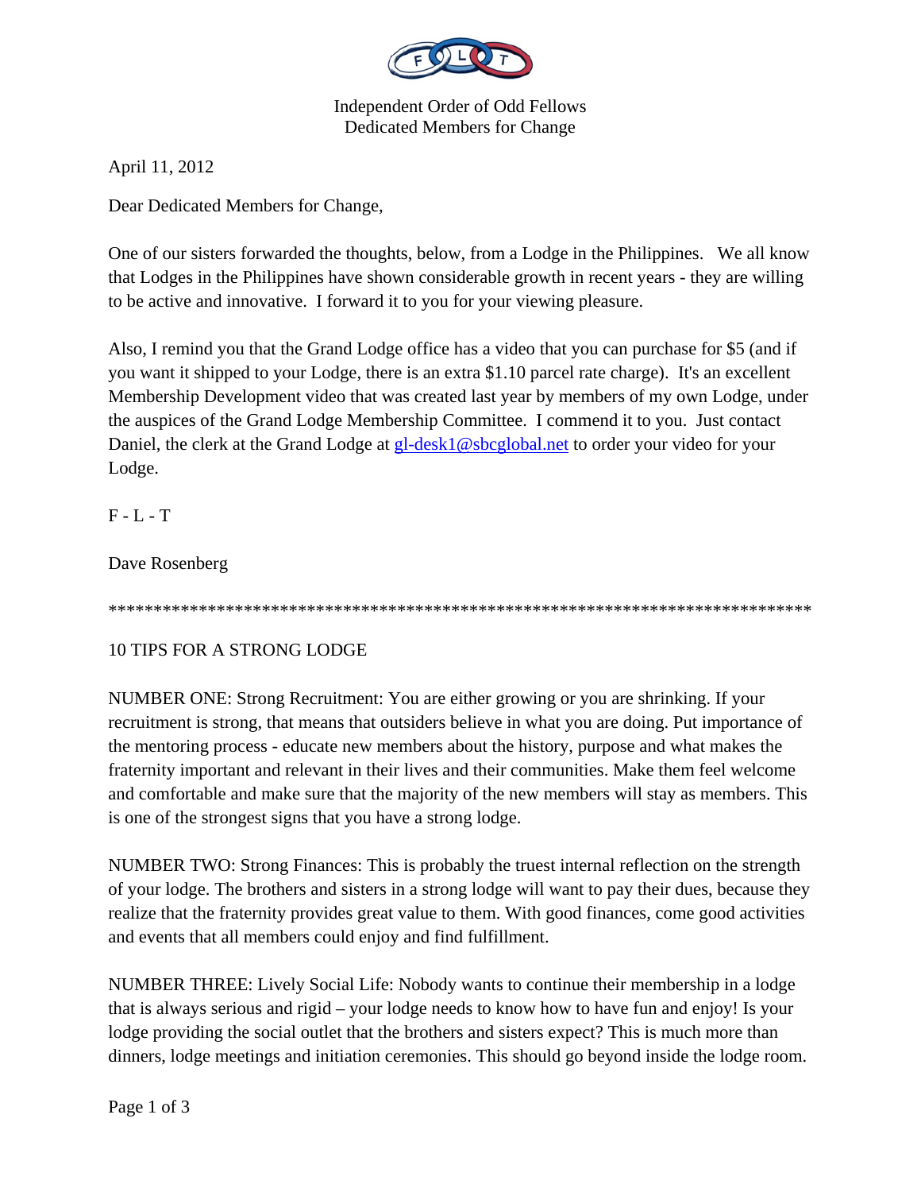Independent Order of Odd Fellows
Dedicated Members for Change

April 11, 2012

Dear Dedicated Members for Change,

One of our sisters forwarded the thoughts, below, from a Lodge in the Philippines. We all know that Lodges in the Philippines have shown considerable growth in recent years - they are willing to be active and innovative. I forward it to you for your viewing pleasure.

Also, I remind you that the Grand Lodge office has a video that you can purchase for $5 (and if you want it shipped to your Lodge, there is an extra $1.10 parcel rate charge). It's an excellent Membership Development video that was created last year by members of my own Lodge, under the auspices of the Grand Lodge Membership Committee. I commend it to you. Just contact Daniel, the clerk at the Grand Lodge at gl-desk1@sbcglobal.net to order your video for your Lodge.

F - L - T

Dave Rosenberg

*********************************************************************************

10 TIPS FOR A STRONG LODGE

NUMBER ONE: Strong Recruitment: You are either growing or you are shrinking. If your recruitment is strong, that means that outsiders believe in what you are doing. Put importance of the mentoring process - educate new members about the history, purpose and what makes the fraternity important and relevant in their lives and their communities. Make them feel welcome and comfortable and make sure that the majority of the new members will stay as members. This is one of the strongest signs that you have a strong lodge.

NUMBER TWO: Strong Finances: This is probably the truest internal reflection on the strength of your lodge. The brothers and sisters in a strong lodge will want to pay their dues, because they realize that the fraternity provides great value to them. With good finances, come good activities and events that all members could enjoy and find fulfillment.

NUMBER THREE: Lively Social Life: Nobody wants to continue their membership in a lodge that is always serious and rigid – your lodge needs to know how to have fun and enjoy! Is your lodge providing the social outlet that the brothers and sisters expect? This is much more than dinners, lodge meetings and initiation ceremonies. This should go beyond inside the lodge room.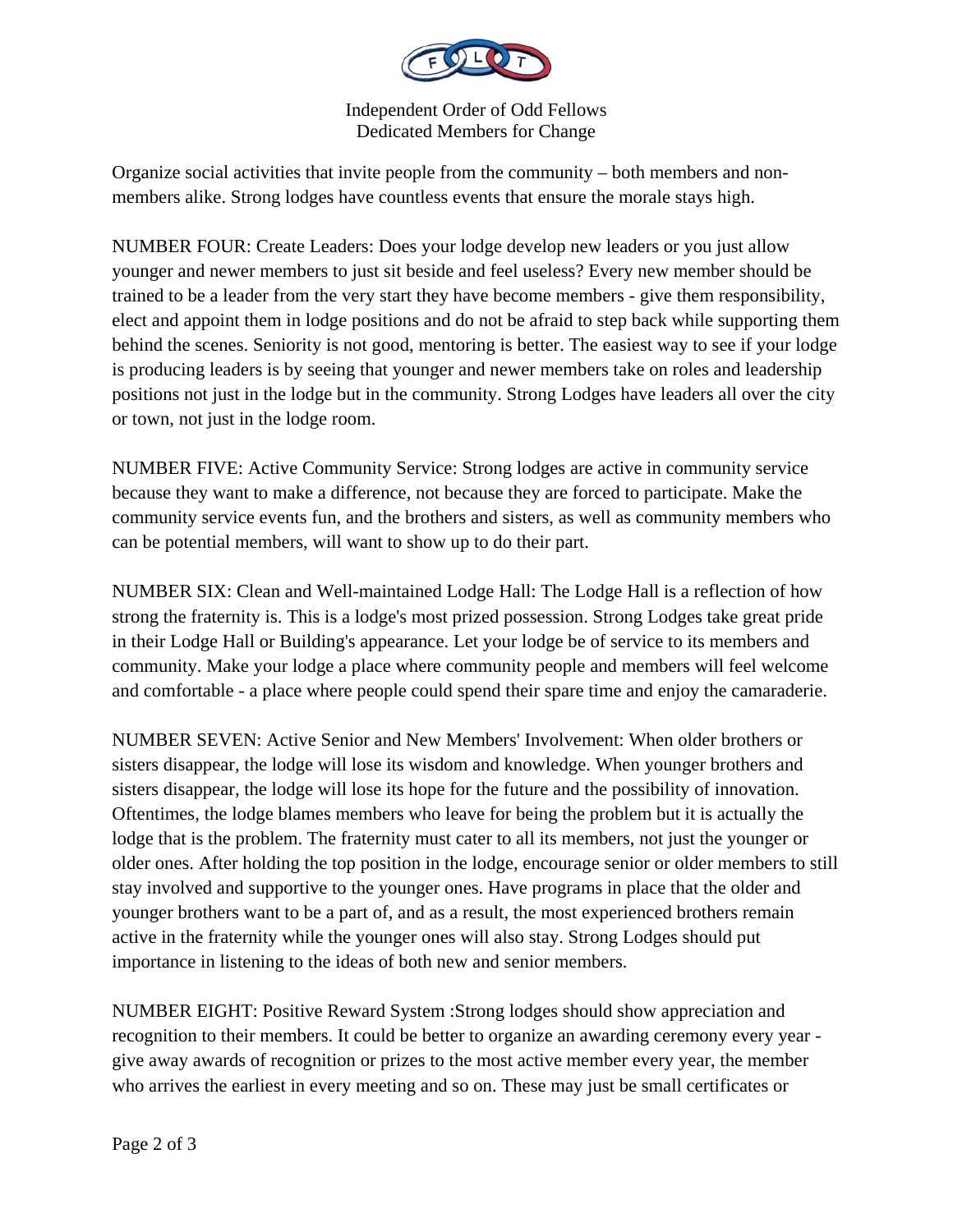Organize social activities that invite people from the community – both members and non-members alike. Strong lodges have countless events that ensure the morale stays high.

NUMBER FOUR: Create Leaders: Does your lodge develop new leaders or you just allow younger and newer members to just sit beside and feel useless? Every new member should be trained to be a leader from the very start they have become members - give them responsibility, elect and appoint them in lodge positions and do not be afraid to step back while supporting them behind the scenes. Seniority is not good, mentoring is better. The easiest way to see if your lodge is producing leaders is by seeing that younger and newer members take on roles and leadership positions not just in the lodge but in the community. Strong Lodges have leaders all over the city or town, not just in the lodge room.

NUMBER FIVE: Active Community Service: Strong lodges are active in community service because they want to make a difference, not because they are forced to participate. Make the community service events fun, and the brothers and sisters, as well as community members who can be potential members, will want to show up to do their part.

NUMBER SIX: Clean and Well-maintained Lodge Hall: The Lodge Hall is a reflection of how strong the fraternity is. This is a lodge's most prized possession. Strong Lodges take great pride in their Lodge Hall or Building's appearance. Let your lodge be of service to its members and community. Make your lodge a place where community people and members will feel welcome and comfortable - a place where people could spend their spare time and enjoy the camaraderie.

NUMBER SEVEN: Active Senior and New Members' Involvement: When older brothers or sisters disappear, the lodge will lose its wisdom and knowledge. When younger brothers and sisters disappear, the lodge will lose its hope for the future and the possibility of innovation. Oftentimes, the lodge blames members who leave for being the problem but it is actually the lodge that is the problem. The fraternity must cater to all its members, not just the younger or older ones. After holding the top position in the lodge, encourage senior or older members to still stay involved and supportive to the younger ones. Have programs in place that the older and younger brothers want to be a part of, and as a result, the most experienced brothers remain active in the fraternity while the younger ones will also stay. Strong Lodges should put importance in listening to the ideas of both new and senior members.

NUMBER EIGHT: Positive Reward System :Strong lodges should show appreciation and recognition to their members. It could be better to organize an awarding ceremony every year - give away awards of recognition or prizes to the most active member every year, the member who arrives the earliest in every meeting and so on. These may just be small certificates or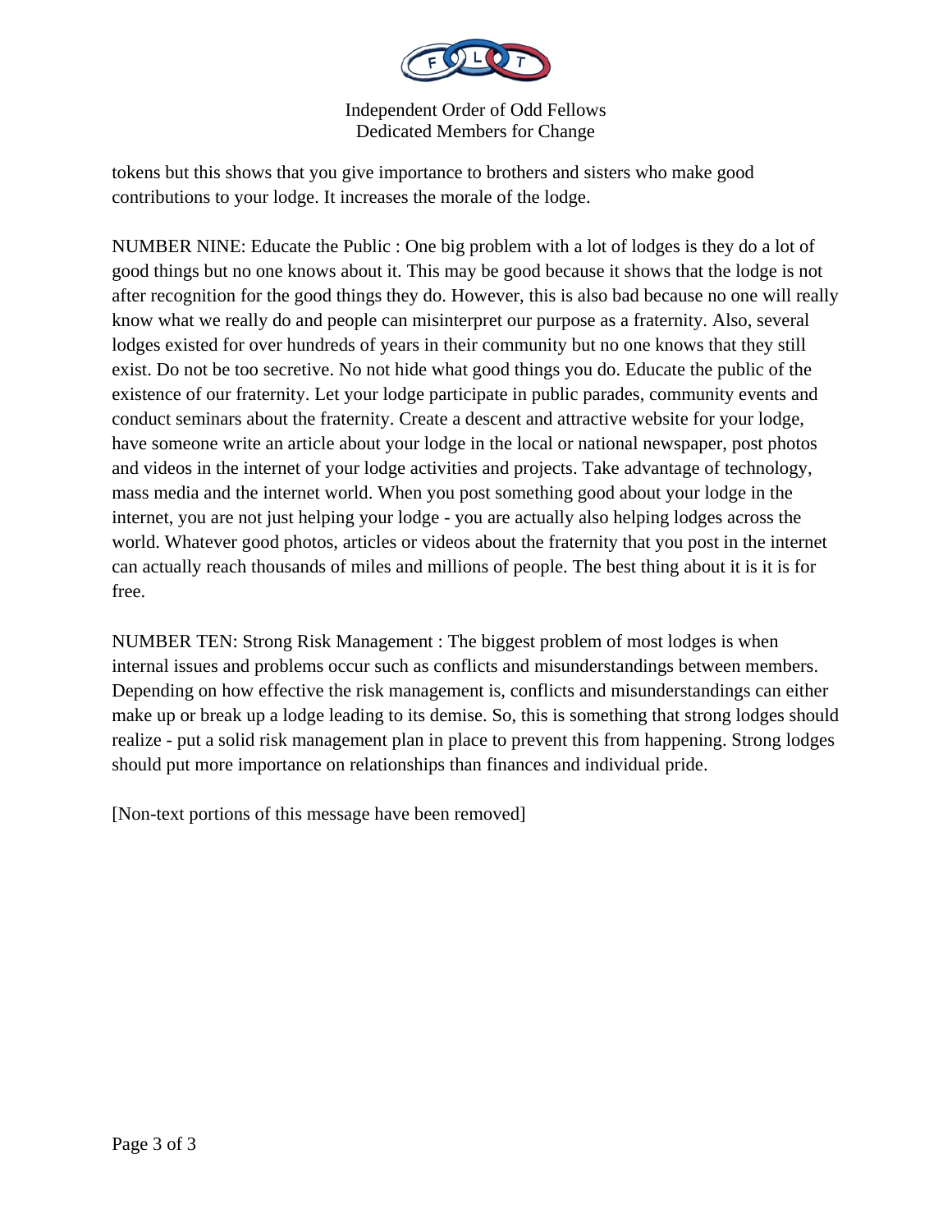tokens but this shows that you give importance to brothers and sisters who make good contributions to your lodge. It increases the morale of the lodge.

NUMBER NINE: Educate the Public : One big problem with a lot of lodges is they do a lot of good things but no one knows about it. This may be good because it shows that the lodge is not after recognition for the good things they do. However, this is also bad because no one will really know what we really do and people can misinterpret our purpose as a fraternity. Also, several lodges existed for over hundreds of years in their community but no one knows that they still exist. Do not be too secretive. No not hide what good things you do. Educate the public of the existence of our fraternity. Let your lodge participate in public parades, community events and conduct seminars about the fraternity. Create a descent and attractive website for your lodge, have someone write an article about your lodge in the local or national newspaper, post photos and videos in the internet of your lodge activities and projects. Take advantage of technology, mass media and the internet world. When you post something good about your lodge in the internet, you are not just helping your lodge - you are actually also helping lodges across the world. Whatever good photos, articles or videos about the fraternity that you post in the internet can actually reach thousands of miles and millions of people. The best thing about it is it is for free.

NUMBER TEN: Strong Risk Management : The biggest problem of most lodges is when internal issues and problems occur such as conflicts and misunderstandings between members. Depending on how effective the risk management is, conflicts and misunderstandings can either make up or break up a lodge leading to its demise. So, this is something that strong lodges should realize - put a solid risk management plan in place to prevent this from happening. Strong lodges should put more importance on relationships than finances and individual pride.

[Non-text portions of this message have been removed]